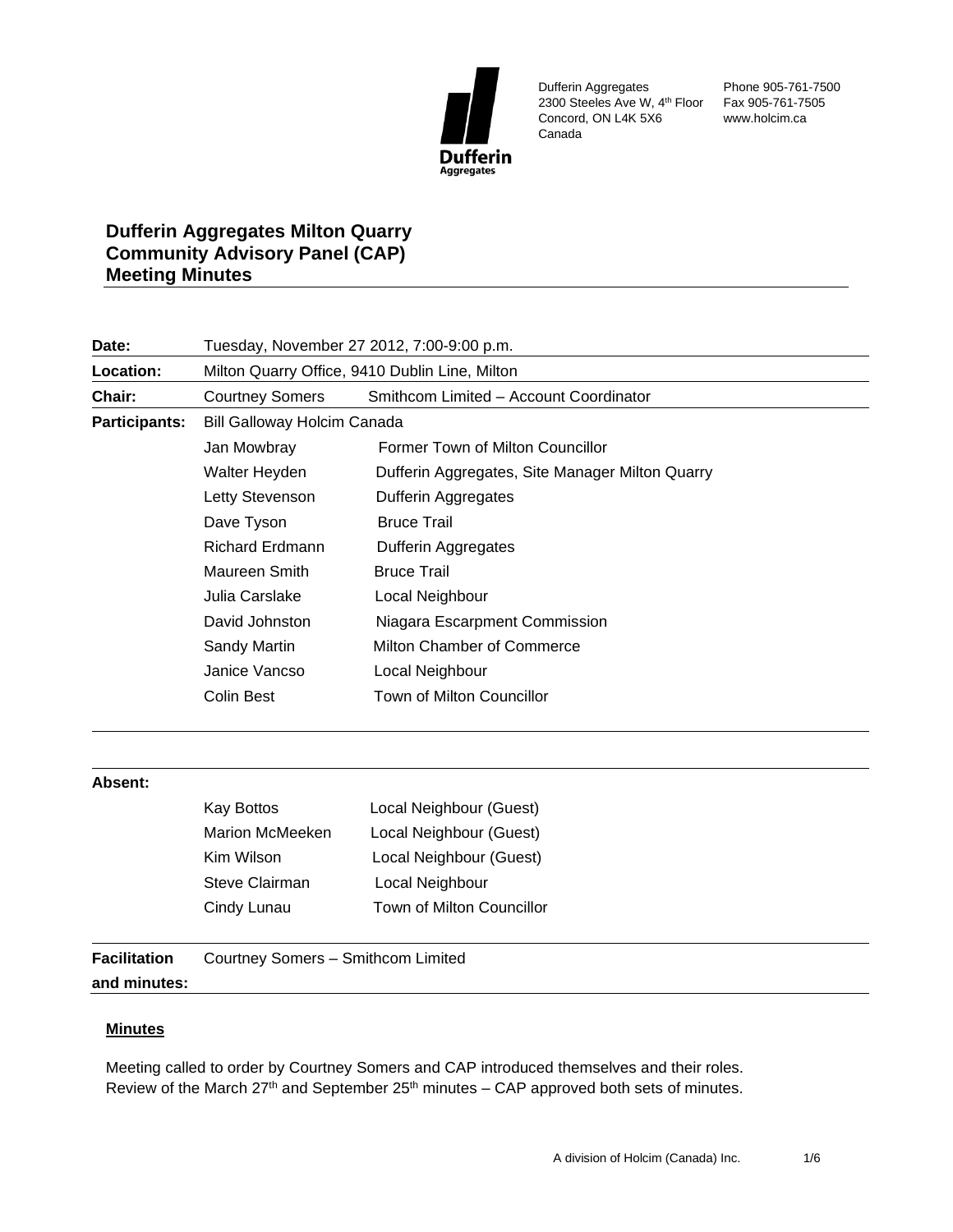Dufferin Aggregates
2300 Steeles Ave W, 4th Floor
Concord, ON L4K 5X6
Canada

Phone 905-761-7500
Fax 905-761-7505
www.holcim.ca

# Dufferin Aggregates Milton Quarry Community Advisory Panel (CAP) Meeting Minutes

| | | |
|---|---|---|
| **Date:** | Tuesday, November 27 2012, 7:00-9:00 p.m. | |
| **Location:** | Milton Quarry Office, 9410 Dublin Line, Milton | |
| **Chair:** | Courtney Somers | Smithcom Limited – Account Coordinator |
| **Participants:** | Bill Galloway Holcim Canada | |
| | Jan Mowbray | Former Town of Milton Councillor |
| | Walter Heyden | Dufferin Aggregates, Site Manager Milton Quarry |
| | Letty Stevenson | Dufferin Aggregates |
| | Dave Tyson | Bruce Trail |
| | Richard Erdmann | Dufferin Aggregates |
| | Maureen Smith | Bruce Trail |
| | Julia Carslake | Local Neighbour |
| | David Johnston | Niagara Escarpment Commission |
| | Sandy Martin | Milton Chamber of Commerce |
| | Janice Vancso | Local Neighbour |
| | Colin Best | Town of Milton Councillor |

| | | |
|---|---|---|
| **Absent:** | | |
| | Kay Bottos | Local Neighbour (Guest) |
| | Marion McMeeken | Local Neighbour (Guest) |
| | Kim Wilson | Local Neighbour (Guest) |
| | Steve Clairman | Local Neighbour |
| | Cindy Lunau | Town of Milton Councillor |
| **Facilitation and minutes:** | Courtney Somers – Smithcom Limited | |

## Minutes

Meeting called to order by Courtney Somers and CAP introduced themselves and their roles. Review of the March 27th and September 25th minutes – CAP approved both sets of minutes.

A division of Holcim (Canada) Inc.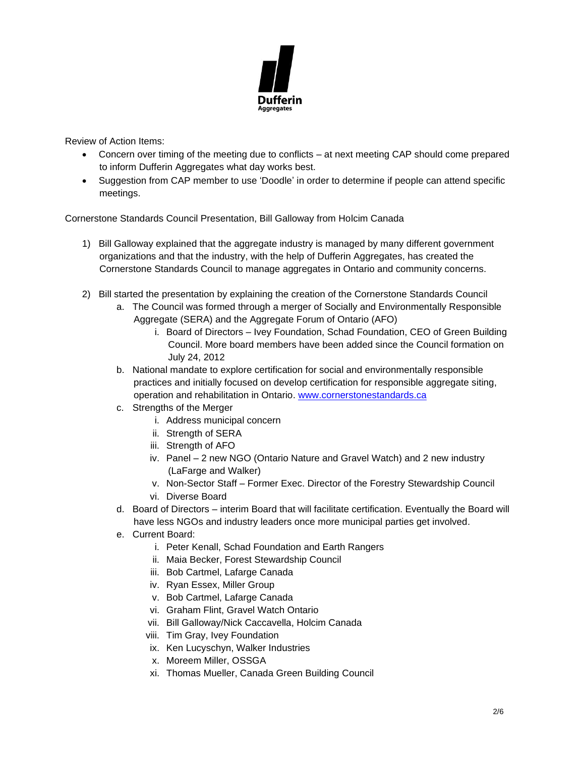Review of Action Items:

- Concern over timing of the meeting due to conflicts – at next meeting CAP should come prepared to inform Dufferin Aggregates what day works best.
- Suggestion from CAP member to use 'Doodle' in order to determine if people can attend specific meetings.

Cornerstone Standards Council Presentation, Bill Galloway from Holcim Canada

1) Bill Galloway explained that the aggregate industry is managed by many different government organizations and that the industry, with the help of Dufferin Aggregates, has created the Cornerstone Standards Council to manage aggregates in Ontario and community concerns.

2) Bill started the presentation by explaining the creation of the Cornerstone Standards Council
   a. The Council was formed through a merger of Socially and Environmentally Responsible Aggregate (SERA) and the Aggregate Forum of Ontario (AFO)
      i. Board of Directors – Ivey Foundation, Schad Foundation, CEO of Green Building Council. More board members have been added since the Council formation on July 24, 2012
   b. National mandate to explore certification for social and environmentally responsible practices and initially focused on develop certification for responsible aggregate siting, operation and rehabilitation in Ontario. [www.cornerstonestandards.ca](http://www.cornerstonestandards.ca)
   c. Strengths of the Merger
      i. Address municipal concern
      ii. Strength of SERA
      iii. Strength of AFO
      iv. Panel – 2 new NGO (Ontario Nature and Gravel Watch) and 2 new industry (LaFarge and Walker)
      v. Non-Sector Staff – Former Exec. Director of the Forestry Stewardship Council
      vi. Diverse Board
   d. Board of Directors – interim Board that will facilitate certification. Eventually the Board will have less NGOs and industry leaders once more municipal parties get involved.
   e. Current Board:
      i. Peter Kenall, Schad Foundation and Earth Rangers
      ii. Maia Becker, Forest Stewardship Council
      iii. Bob Cartmel, Lafarge Canada
      iv. Ryan Essex, Miller Group
      v. Bob Cartmel, Lafarge Canada
      vi. Graham Flint, Gravel Watch Ontario
      vii. Bill Galloway/Nick Caccavella, Holcim Canada
      viii. Tim Gray, Ivey Foundation
      ix. Ken Lucyschyn, Walker Industries
      x. Moreem Miller, OSSGA
      xi. Thomas Mueller, Canada Green Building Council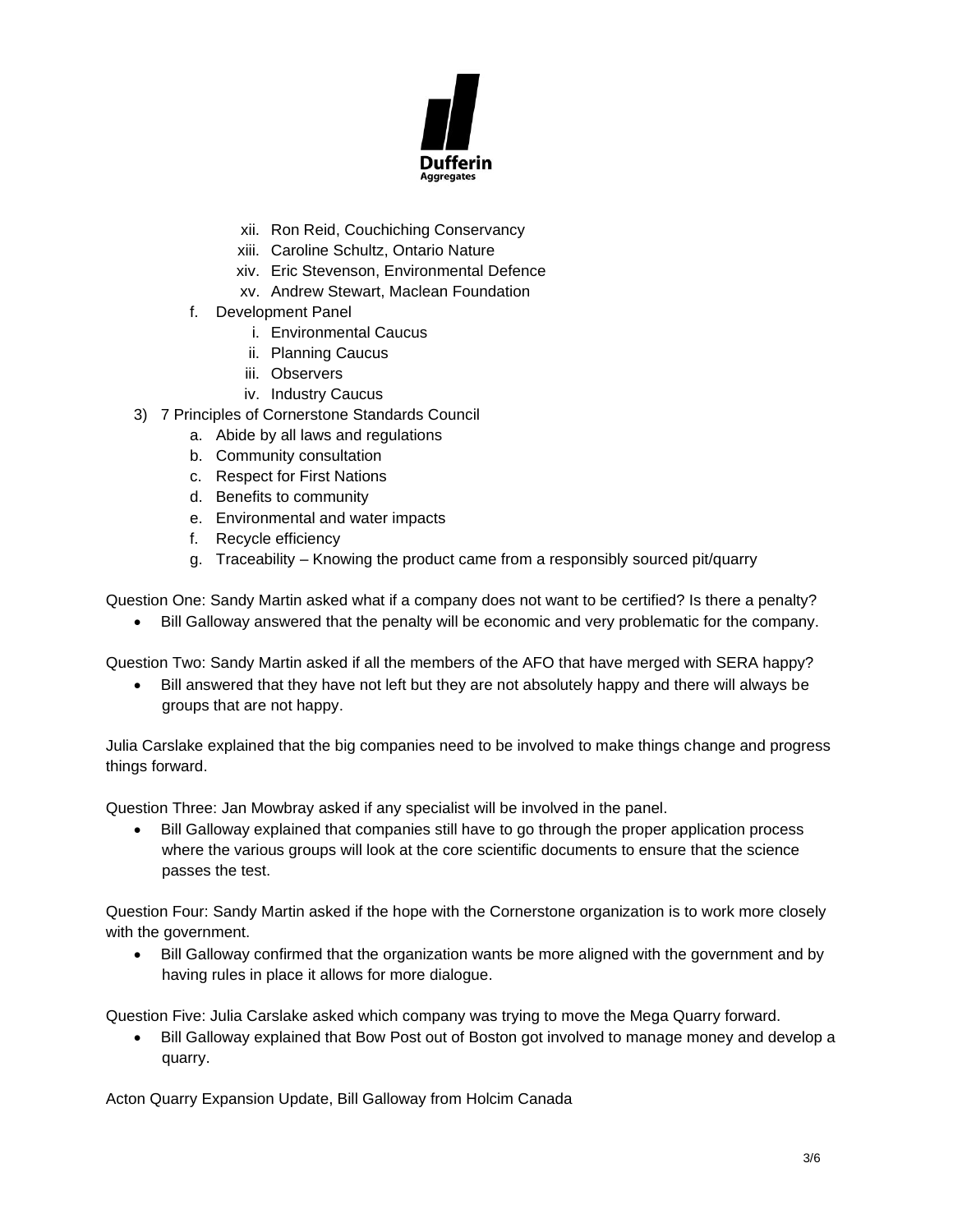xii. Ron Reid, Couchiching Conservancy
xiii. Caroline Schultz, Ontario Nature
xiv. Eric Stevenson, Environmental Defence
xv. Andrew Stewart, Maclean Foundation

f. Development Panel
   i. Environmental Caucus
   ii. Planning Caucus
   iii. Observers
   iv. Industry Caucus

3) 7 Principles of Cornerstone Standards Council
   a. Abide by all laws and regulations
   b. Community consultation
   c. Respect for First Nations
   d. Benefits to community
   e. Environmental and water impacts
   f. Recycle efficiency
   g. Traceability – Knowing the product came from a responsibly sourced pit/quarry

Question One: Sandy Martin asked what if a company does not want to be certified? Is there a penalty?

- Bill Galloway answered that the penalty will be economic and very problematic for the company.

Question Two: Sandy Martin asked if all the members of the AFO that have merged with SERA happy?

- Bill answered that they have not left but they are not absolutely happy and there will always be groups that are not happy.

Julia Carslake explained that the big companies need to be involved to make things change and progress things forward.

Question Three: Jan Mowbray asked if any specialist will be involved in the panel.

- Bill Galloway explained that companies still have to go through the proper application process where the various groups will look at the core scientific documents to ensure that the science passes the test.

Question Four: Sandy Martin asked if the hope with the Cornerstone organization is to work more closely with the government.

- Bill Galloway confirmed that the organization wants be more aligned with the government and by having rules in place it allows for more dialogue.

Question Five: Julia Carslake asked which company was trying to move the Mega Quarry forward.

- Bill Galloway explained that Bow Post out of Boston got involved to manage money and develop a quarry.

Acton Quarry Expansion Update, Bill Galloway from Holcim Canada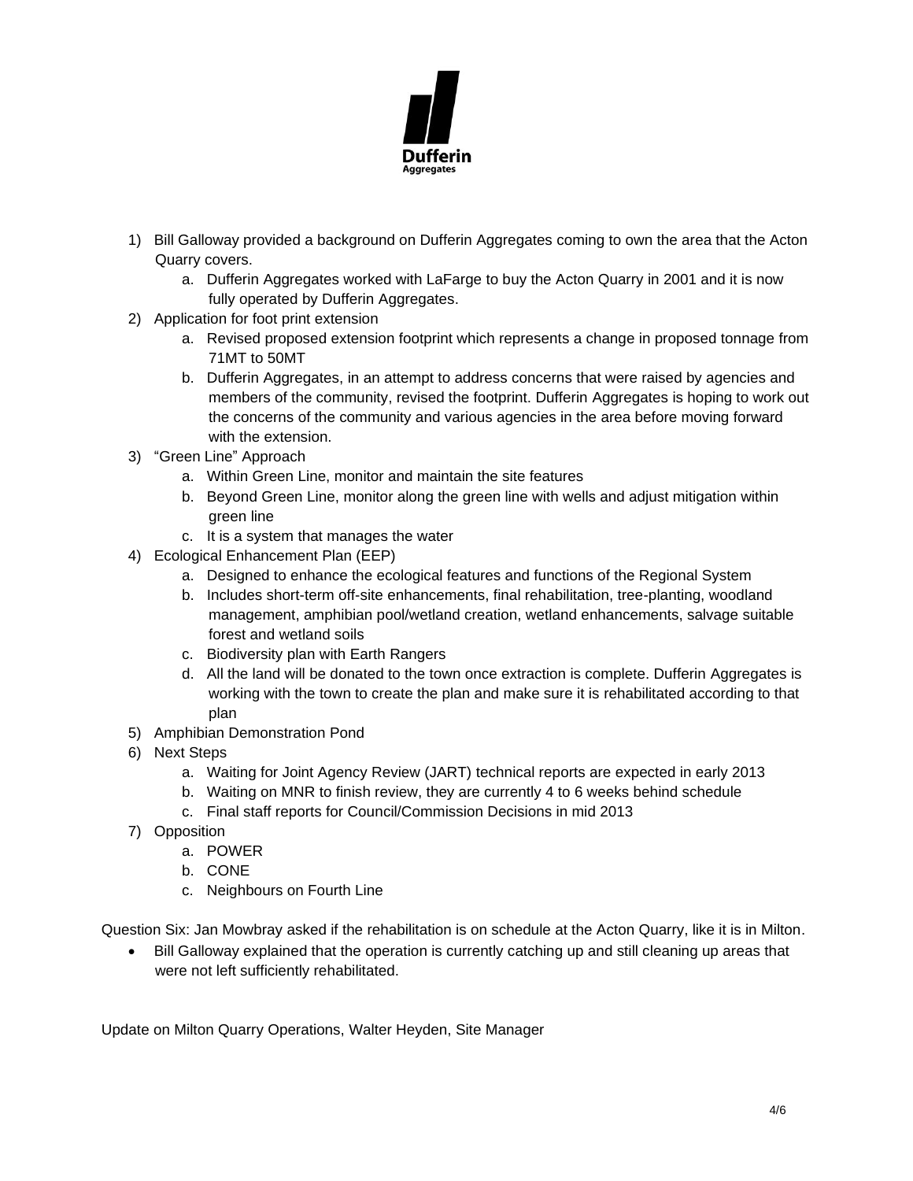1) Bill Galloway provided a background on Dufferin Aggregates coming to own the area that the Acton Quarry covers.
   a. Dufferin Aggregates worked with LaFarge to buy the Acton Quarry in 2001 and it is now fully operated by Dufferin Aggregates.
2) Application for foot print extension
   a. Revised proposed extension footprint which represents a change in proposed tonnage from 71MT to 50MT
   b. Dufferin Aggregates, in an attempt to address concerns that were raised by agencies and members of the community, revised the footprint. Dufferin Aggregates is hoping to work out the concerns of the community and various agencies in the area before moving forward with the extension.
3) "Green Line" Approach
   a. Within Green Line, monitor and maintain the site features
   b. Beyond Green Line, monitor along the green line with wells and adjust mitigation within green line
   c. It is a system that manages the water
4) Ecological Enhancement Plan (EEP)
   a. Designed to enhance the ecological features and functions of the Regional System
   b. Includes short-term off-site enhancements, final rehabilitation, tree-planting, woodland management, amphibian pool/wetland creation, wetland enhancements, salvage suitable forest and wetland soils
   c. Biodiversity plan with Earth Rangers
   d. All the land will be donated to the town once extraction is complete. Dufferin Aggregates is working with the town to create the plan and make sure it is rehabilitated according to that plan
5) Amphibian Demonstration Pond
6) Next Steps
   a. Waiting for Joint Agency Review (JART) technical reports are expected in early 2013
   b. Waiting on MNR to finish review, they are currently 4 to 6 weeks behind schedule
   c. Final staff reports for Council/Commission Decisions in mid 2013
7) Opposition
   a. POWER
   b. CONE
   c. Neighbours on Fourth Line

Question Six: Jan Mowbray asked if the rehabilitation is on schedule at the Acton Quarry, like it is in Milton.

- Bill Galloway explained that the operation is currently catching up and still cleaning up areas that were not left sufficiently rehabilitated.

Update on Milton Quarry Operations, Walter Heyden, Site Manager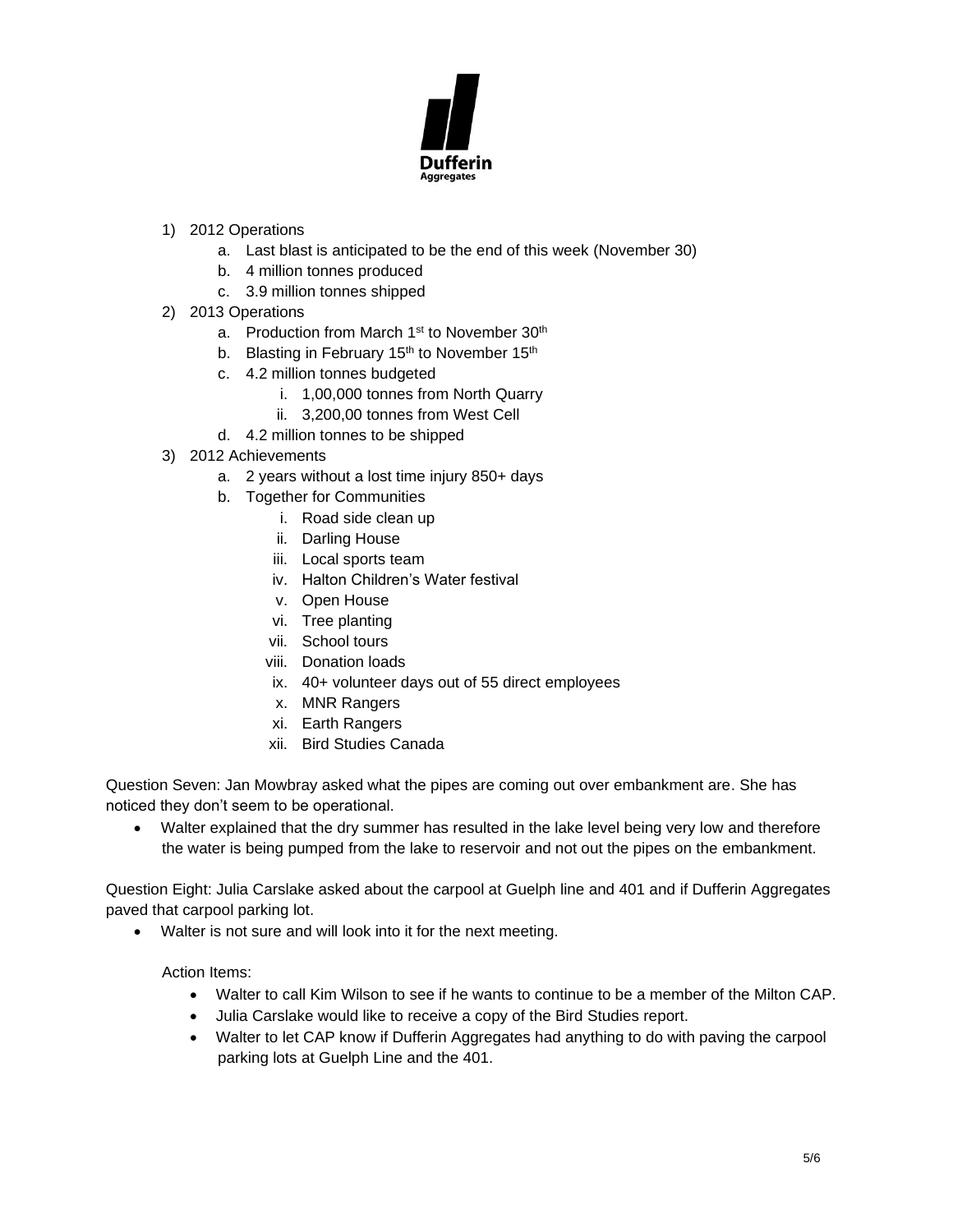1) 2012 Operations
    a. Last blast is anticipated to be the end of this week (November 30)
    b. 4 million tonnes produced
    c. 3.9 million tonnes shipped
2) 2013 Operations
    a. Production from March 1st to November 30th
    b. Blasting in February 15th to November 15th
    c. 4.2 million tonnes budgeted
        i. 1,00,000 tonnes from North Quarry
        ii. 3,200,00 tonnes from West Cell
    d. 4.2 million tonnes to be shipped
3) 2012 Achievements
    a. 2 years without a lost time injury 850+ days
    b. Together for Communities
        i. Road side clean up
        ii. Darling House
        iii. Local sports team
        iv. Halton Children's Water festival
        v. Open House
        vi. Tree planting
        vii. School tours
        viii. Donation loads
        ix. 40+ volunteer days out of 55 direct employees
        x. MNR Rangers
        xi. Earth Rangers
        xii. Bird Studies Canada

Question Seven: Jan Mowbray asked what the pipes are coming out over embankment are. She has noticed they don't seem to be operational.

- Walter explained that the dry summer has resulted in the lake level being very low and therefore the water is being pumped from the lake to reservoir and not out the pipes on the embankment.

Question Eight: Julia Carslake asked about the carpool at Guelph line and 401 and if Dufferin Aggregates paved that carpool parking lot.

- Walter is not sure and will look into it for the next meeting.

Action Items:

- Walter to call Kim Wilson to see if he wants to continue to be a member of the Milton CAP.
- Julia Carslake would like to receive a copy of the Bird Studies report.
- Walter to let CAP know if Dufferin Aggregates had anything to do with paving the carpool parking lots at Guelph Line and the 401.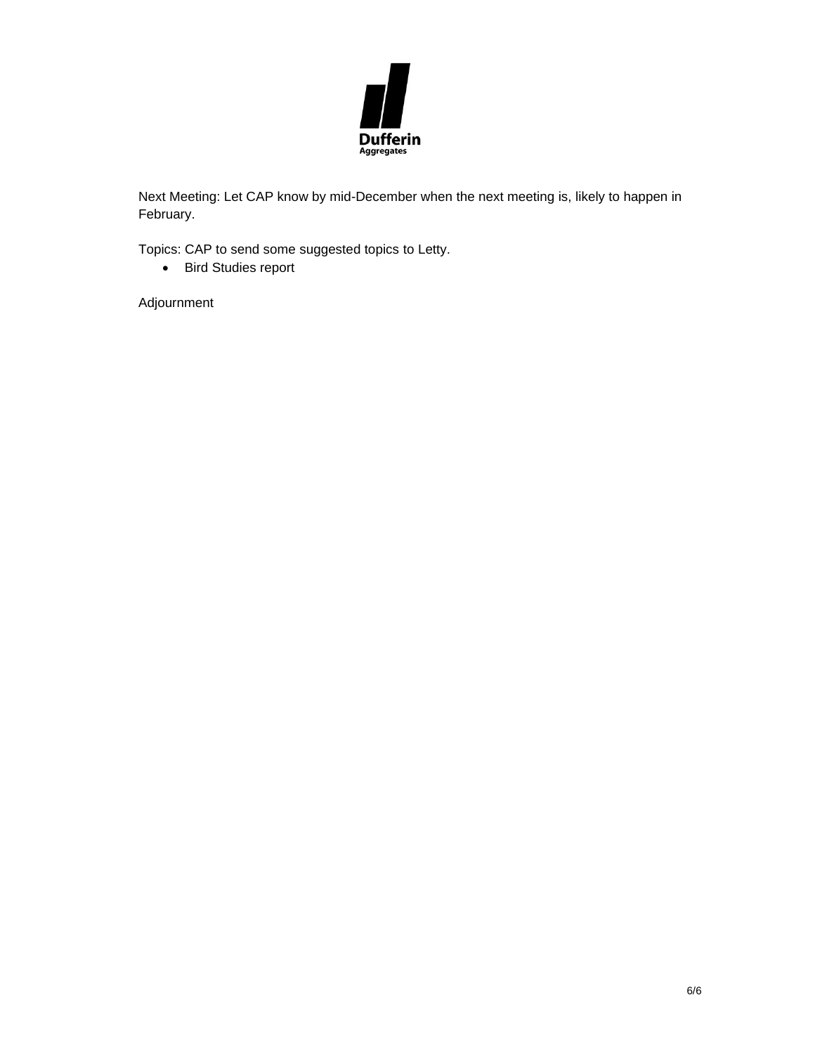Next Meeting: Let CAP know by mid-December when the next meeting is, likely to happen in February.

Topics: CAP to send some suggested topics to Letty.

- Bird Studies report

Adjournment